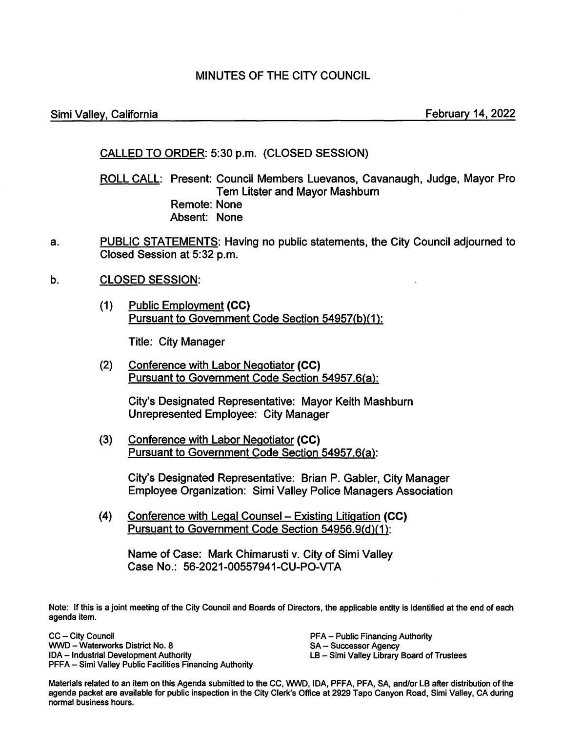# MINUTES OF THE CITY COUNCIL

Simi Valley, California — February 14, 2022

CALLED TO ORDER: 5:30 p.m. (CLOSED SESSION)

ROLL CALL: Present: Council Members Luevanos, Cavanaugh, Judge, Mayor Pro Tem Litster and Mayor Mashburn
Remote: None
Absent: None

a. PUBLIC STATEMENTS: Having no public statements, the City Council adjourned to Closed Session at 5:32 p.m.

b. CLOSED SESSION:

(1) Public Employment **(CC)**
Pursuant to Government Code Section 54957(b)(1):

Title: City Manager

(2) Conference with Labor Negotiator **(CC)**
Pursuant to Government Code Section 54957.6(a):

City's Designated Representative: Mayor Keith Mashburn
Unrepresented Employee: City Manager

(3) Conference with Labor Negotiator **(CC)**
Pursuant to Government Code Section 54957.6(a):

City's Designated Representative: Brian P. Gabler, City Manager
Employee Organization: Simi Valley Police Managers Association

(4) Conference with Legal Counsel – Existing Litigation **(CC)**
Pursuant to Government Code Section 54956.9(d)(1):

Name of Case: Mark Chimarusti v. City of Simi Valley
Case No.: 56-2021-00557941-CU-PO-VTA

Note: If this is a joint meeting of the City Council and Boards of Directors, the applicable entity is identified at the end of each agenda item.

CC – City Council
WWD – Waterworks District No. 8
IDA – Industrial Development Authority
PFFA – Simi Valley Public Facilities Financing Authority
PFA – Public Financing Authority
SA – Successor Agency
LB – Simi Valley Library Board of Trustees

Materials related to an item on this Agenda submitted to the CC, WWD, IDA, PFFA, PFA, SA, and/or LB after distribution of the agenda packet are available for public inspection in the City Clerk's Office at 2929 Tapo Canyon Road, Simi Valley, CA during normal business hours.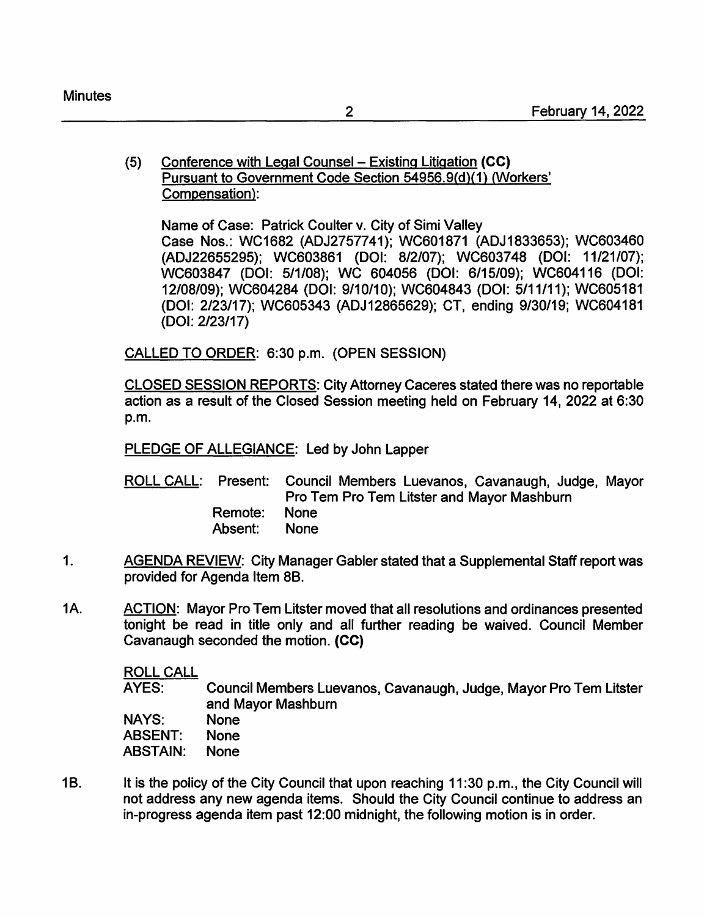(5) Conference with Legal Counsel – Existing Litigation **(CC)**
Pursuant to Government Code Section 54956.9(d)(1) (Workers' Compensation):

Name of Case: Patrick Coulter v. City of Simi Valley
Case Nos.: WC1682 (ADJ2757741); WC601871 (ADJ1833653); WC603460 (ADJ22655295); WC603861 (DOI: 8/2/07); WC603748 (DOI: 11/21/07); WC603847 (DOI: 5/1/08); WC 604056 (DOI: 6/15/09); WC604116 (DOI: 12/08/09); WC604284 (DOI: 9/10/10); WC604843 (DOI: 5/11/11); WC605181 (DOI: 2/23/17); WC605343 (ADJ12865629); CT, ending 9/30/19; WC604181 (DOI: 2/23/17)

CALLED TO ORDER: 6:30 p.m. (OPEN SESSION)

CLOSED SESSION REPORTS: City Attorney Caceres stated there was no reportable action as a result of the Closed Session meeting held on February 14, 2022 at 6:30 p.m.

PLEDGE OF ALLEGIANCE: Led by John Lapper

ROLL CALL: Present: Council Members Luevanos, Cavanaugh, Judge, Mayor Pro Tem Pro Tem Litster and Mayor Mashburn
Remote: None
Absent: None

1. AGENDA REVIEW: City Manager Gabler stated that a Supplemental Staff report was provided for Agenda Item 8B.

1A. ACTION: Mayor Pro Tem Litster moved that all resolutions and ordinances presented tonight be read in title only and all further reading be waived. Council Member Cavanaugh seconded the motion. **(CC)**

ROLL CALL

| | |
|---|---|
| AYES: | Council Members Luevanos, Cavanaugh, Judge, Mayor Pro Tem Litster and Mayor Mashburn |
| NAYS: | None |
| ABSENT: | None |
| ABSTAIN: | None |

1B. It is the policy of the City Council that upon reaching 11:30 p.m., the City Council will not address any new agenda items. Should the City Council continue to address an in-progress agenda item past 12:00 midnight, the following motion is in order.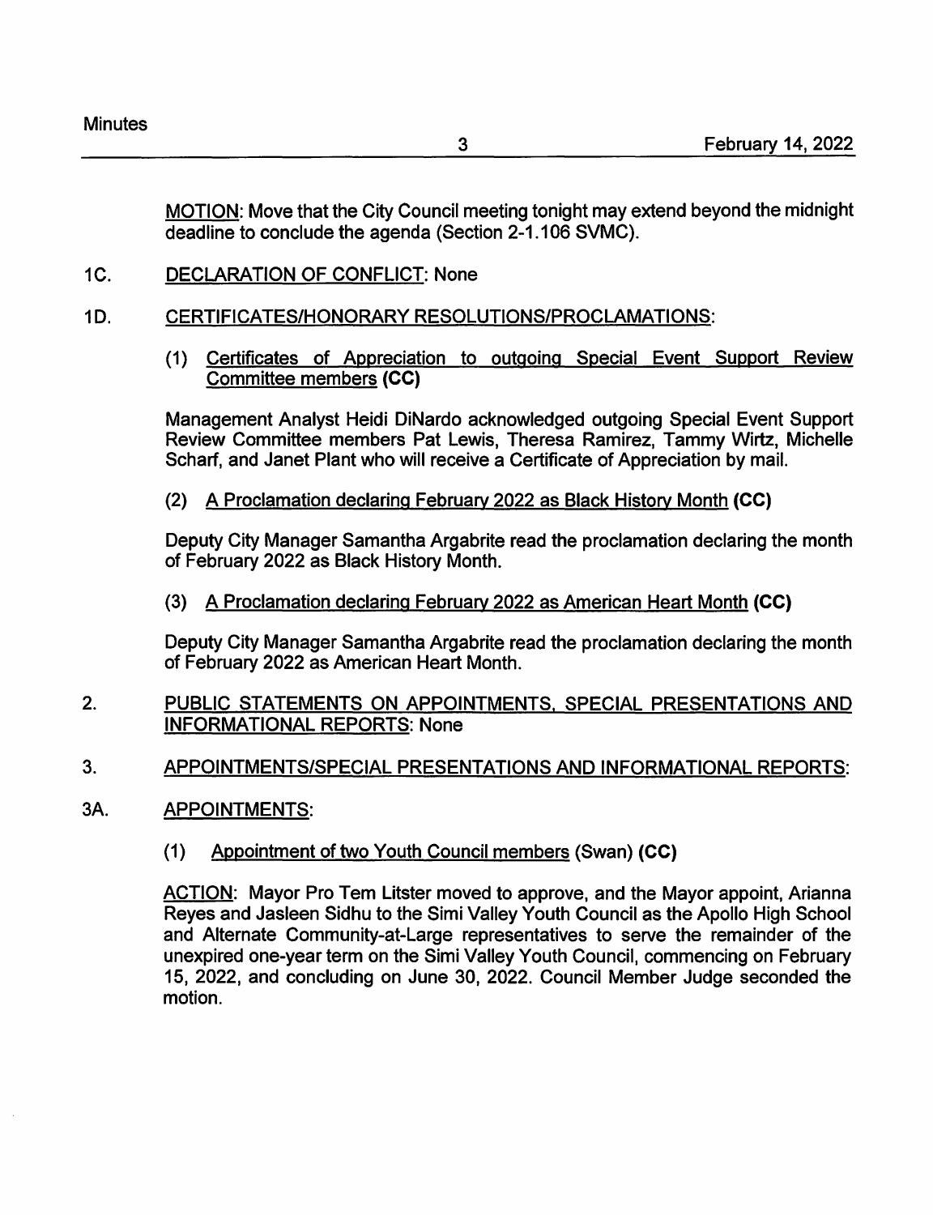MOTION: Move that the City Council meeting tonight may extend beyond the midnight deadline to conclude the agenda (Section 2-1.106 SVMC).

1C. DECLARATION OF CONFLICT: None

1D. CERTIFICATES/HONORARY RESOLUTIONS/PROCLAMATIONS:

(1) Certificates of Appreciation to outgoing Special Event Support Review Committee members **(CC)**

Management Analyst Heidi DiNardo acknowledged outgoing Special Event Support Review Committee members Pat Lewis, Theresa Ramirez, Tammy Wirtz, Michelle Scharf, and Janet Plant who will receive a Certificate of Appreciation by mail.

(2) A Proclamation declaring February 2022 as Black History Month **(CC)**

Deputy City Manager Samantha Argabrite read the proclamation declaring the month of February 2022 as Black History Month.

(3) A Proclamation declaring February 2022 as American Heart Month **(CC)**

Deputy City Manager Samantha Argabrite read the proclamation declaring the month of February 2022 as American Heart Month.

2. PUBLIC STATEMENTS ON APPOINTMENTS, SPECIAL PRESENTATIONS AND INFORMATIONAL REPORTS: None

3. APPOINTMENTS/SPECIAL PRESENTATIONS AND INFORMATIONAL REPORTS:

3A. APPOINTMENTS:

(1) Appointment of two Youth Council members (Swan) **(CC)**

ACTION: Mayor Pro Tem Litster moved to approve, and the Mayor appoint, Arianna Reyes and Jasleen Sidhu to the Simi Valley Youth Council as the Apollo High School and Alternate Community-at-Large representatives to serve the remainder of the unexpired one-year term on the Simi Valley Youth Council, commencing on February 15, 2022, and concluding on June 30, 2022. Council Member Judge seconded the motion.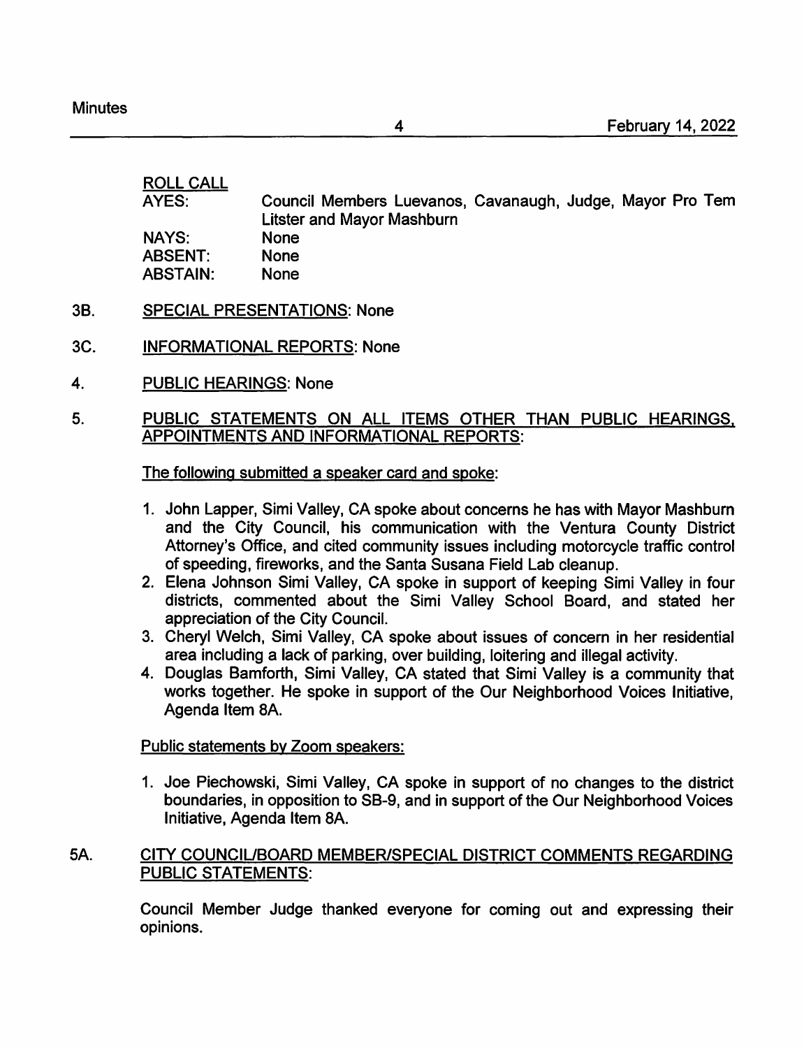ROLL CALL

| | |
|---|---|
| AYES: | Council Members Luevanos, Cavanaugh, Judge, Mayor Pro Tem Litster and Mayor Mashburn |
| NAYS: | None |
| ABSENT: | None |
| ABSTAIN: | None |

3B. SPECIAL PRESENTATIONS: None

3C. INFORMATIONAL REPORTS: None

4. PUBLIC HEARINGS: None

5. PUBLIC STATEMENTS ON ALL ITEMS OTHER THAN PUBLIC HEARINGS, APPOINTMENTS AND INFORMATIONAL REPORTS:

The following submitted a speaker card and spoke:

1. John Lapper, Simi Valley, CA spoke about concerns he has with Mayor Mashburn and the City Council, his communication with the Ventura County District Attorney's Office, and cited community issues including motorcycle traffic control of speeding, fireworks, and the Santa Susana Field Lab cleanup.
2. Elena Johnson Simi Valley, CA spoke in support of keeping Simi Valley in four districts, commented about the Simi Valley School Board, and stated her appreciation of the City Council.
3. Cheryl Welch, Simi Valley, CA spoke about issues of concern in her residential area including a lack of parking, over building, loitering and illegal activity.
4. Douglas Bamforth, Simi Valley, CA stated that Simi Valley is a community that works together. He spoke in support of the Our Neighborhood Voices Initiative, Agenda Item 8A.

Public statements by Zoom speakers:

1. Joe Piechowski, Simi Valley, CA spoke in support of no changes to the district boundaries, in opposition to SB-9, and in support of the Our Neighborhood Voices Initiative, Agenda Item 8A.

5A. CITY COUNCIL/BOARD MEMBER/SPECIAL DISTRICT COMMENTS REGARDING PUBLIC STATEMENTS:

Council Member Judge thanked everyone for coming out and expressing their opinions.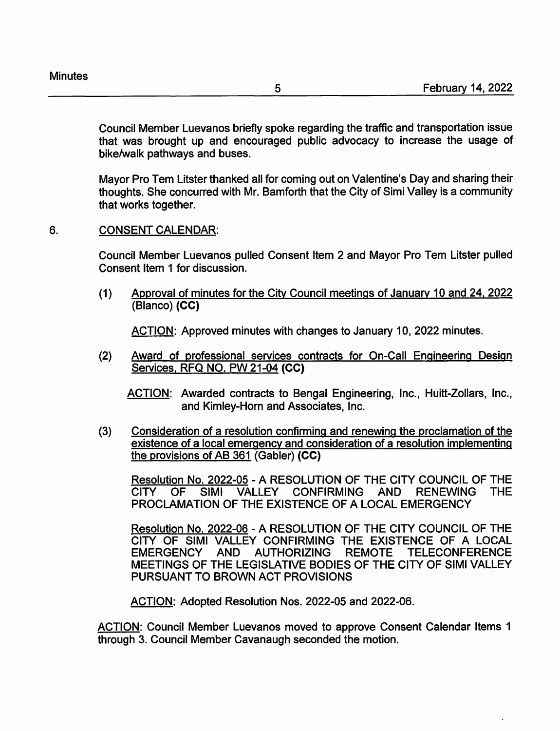Council Member Luevanos briefly spoke regarding the traffic and transportation issue that was brought up and encouraged public advocacy to increase the usage of bike/walk pathways and buses.

Mayor Pro Tem Litster thanked all for coming out on Valentine's Day and sharing their thoughts. She concurred with Mr. Bamforth that the City of Simi Valley is a community that works together.

6. CONSENT CALENDAR:

Council Member Luevanos pulled Consent Item 2 and Mayor Pro Tem Litster pulled Consent Item 1 for discussion.

(1) Approval of minutes for the City Council meetings of January 10 and 24, 2022 (Blanco) **(CC)**

ACTION: Approved minutes with changes to January 10, 2022 minutes.

(2) Award of professional services contracts for On-Call Engineering Design Services, RFQ NO. PW 21-04 **(CC)**

ACTION: Awarded contracts to Bengal Engineering, Inc., Huitt-Zollars, Inc., and Kimley-Horn and Associates, Inc.

(3) Consideration of a resolution confirming and renewing the proclamation of the existence of a local emergency and consideration of a resolution implementing the provisions of AB 361 (Gabler) **(CC)**

Resolution No. 2022-05 - A RESOLUTION OF THE CITY COUNCIL OF THE CITY OF SIMI VALLEY CONFIRMING AND RENEWING THE PROCLAMATION OF THE EXISTENCE OF A LOCAL EMERGENCY

Resolution No. 2022-06 - A RESOLUTION OF THE CITY COUNCIL OF THE CITY OF SIMI VALLEY CONFIRMING THE EXISTENCE OF A LOCAL EMERGENCY AND AUTHORIZING REMOTE TELECONFERENCE MEETINGS OF THE LEGISLATIVE BODIES OF THE CITY OF SIMI VALLEY PURSUANT TO BROWN ACT PROVISIONS

ACTION: Adopted Resolution Nos. 2022-05 and 2022-06.

ACTION: Council Member Luevanos moved to approve Consent Calendar Items 1 through 3. Council Member Cavanaugh seconded the motion.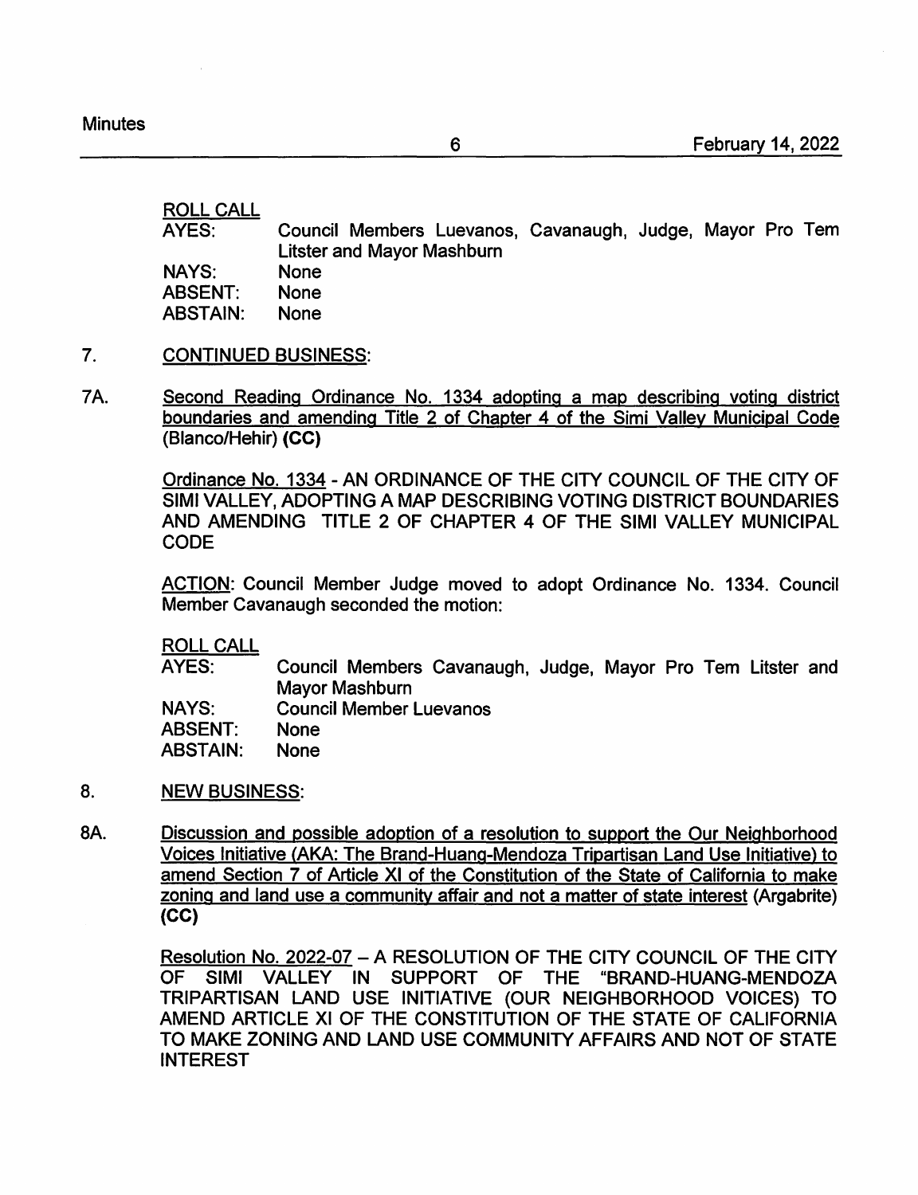ROLL CALL

| | |
|---|---|
| AYES: | Council Members Luevanos, Cavanaugh, Judge, Mayor Pro Tem Litster and Mayor Mashburn |
| NAYS: | None |
| ABSENT: | None |
| ABSTAIN: | None |

7. CONTINUED BUSINESS:

7A. Second Reading Ordinance No. 1334 adopting a map describing voting district boundaries and amending Title 2 of Chapter 4 of the Simi Valley Municipal Code (Blanco/Hehir) **(CC)**

Ordinance No. 1334 - AN ORDINANCE OF THE CITY COUNCIL OF THE CITY OF SIMI VALLEY, ADOPTING A MAP DESCRIBING VOTING DISTRICT BOUNDARIES AND AMENDING TITLE 2 OF CHAPTER 4 OF THE SIMI VALLEY MUNICIPAL CODE

ACTION: Council Member Judge moved to adopt Ordinance No. 1334. Council Member Cavanaugh seconded the motion:

ROLL CALL

| | |
|---|---|
| AYES: | Council Members Cavanaugh, Judge, Mayor Pro Tem Litster and Mayor Mashburn |
| NAYS: | Council Member Luevanos |
| ABSENT: | None |
| ABSTAIN: | None |

8. NEW BUSINESS:

8A. Discussion and possible adoption of a resolution to support the Our Neighborhood Voices Initiative (AKA: The Brand-Huang-Mendoza Tripartisan Land Use Initiative) to amend Section 7 of Article XI of the Constitution of the State of California to make zoning and land use a community affair and not a matter of state interest (Argabrite) **(CC)**

Resolution No. 2022-07 – A RESOLUTION OF THE CITY COUNCIL OF THE CITY OF SIMI VALLEY IN SUPPORT OF THE "BRAND-HUANG-MENDOZA TRIPARTISAN LAND USE INITIATIVE (OUR NEIGHBORHOOD VOICES) TO AMEND ARTICLE XI OF THE CONSTITUTION OF THE STATE OF CALIFORNIA TO MAKE ZONING AND LAND USE COMMUNITY AFFAIRS AND NOT OF STATE INTEREST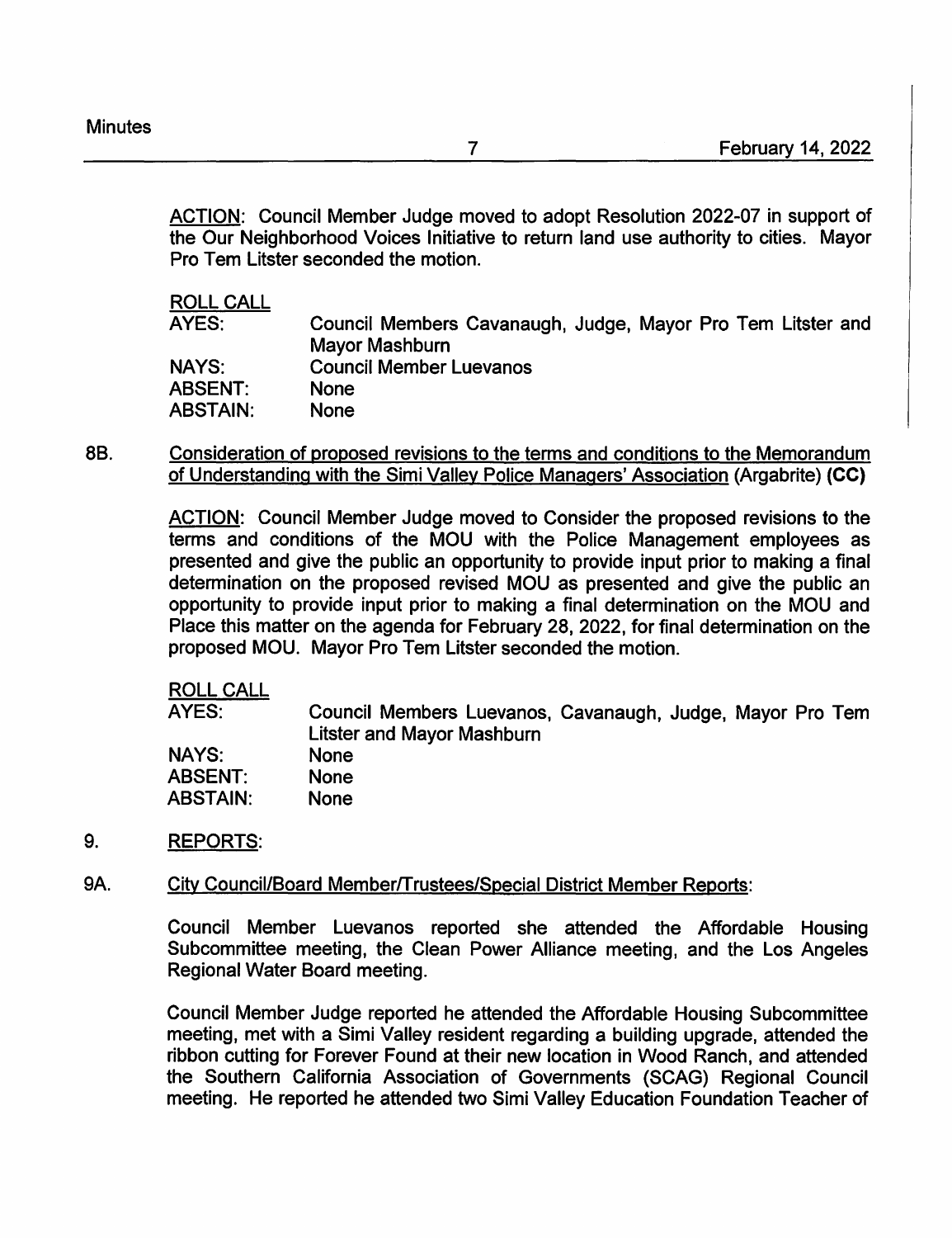ACTION: Council Member Judge moved to adopt Resolution 2022-07 in support of the Our Neighborhood Voices Initiative to return land use authority to cities. Mayor Pro Tem Litster seconded the motion.

ROLL CALL

| | |
|---|---|
| AYES: | Council Members Cavanaugh, Judge, Mayor Pro Tem Litster and Mayor Mashburn |
| NAYS: | Council Member Luevanos |
| ABSENT: | None |
| ABSTAIN: | None |

8B. Consideration of proposed revisions to the terms and conditions to the Memorandum of Understanding with the Simi Valley Police Managers' Association (Argabrite) **(CC)**

ACTION: Council Member Judge moved to Consider the proposed revisions to the terms and conditions of the MOU with the Police Management employees as presented and give the public an opportunity to provide input prior to making a final determination on the proposed revised MOU as presented and give the public an opportunity to provide input prior to making a final determination on the MOU and Place this matter on the agenda for February 28, 2022, for final determination on the proposed MOU. Mayor Pro Tem Litster seconded the motion.

ROLL CALL

| | |
|---|---|
| AYES: | Council Members Luevanos, Cavanaugh, Judge, Mayor Pro Tem Litster and Mayor Mashburn |
| NAYS: | None |
| ABSENT: | None |
| ABSTAIN: | None |

9. REPORTS:

9A. City Council/Board Member/Trustees/Special District Member Reports:

Council Member Luevanos reported she attended the Affordable Housing Subcommittee meeting, the Clean Power Alliance meeting, and the Los Angeles Regional Water Board meeting.

Council Member Judge reported he attended the Affordable Housing Subcommittee meeting, met with a Simi Valley resident regarding a building upgrade, attended the ribbon cutting for Forever Found at their new location in Wood Ranch, and attended the Southern California Association of Governments (SCAG) Regional Council meeting. He reported he attended two Simi Valley Education Foundation Teacher of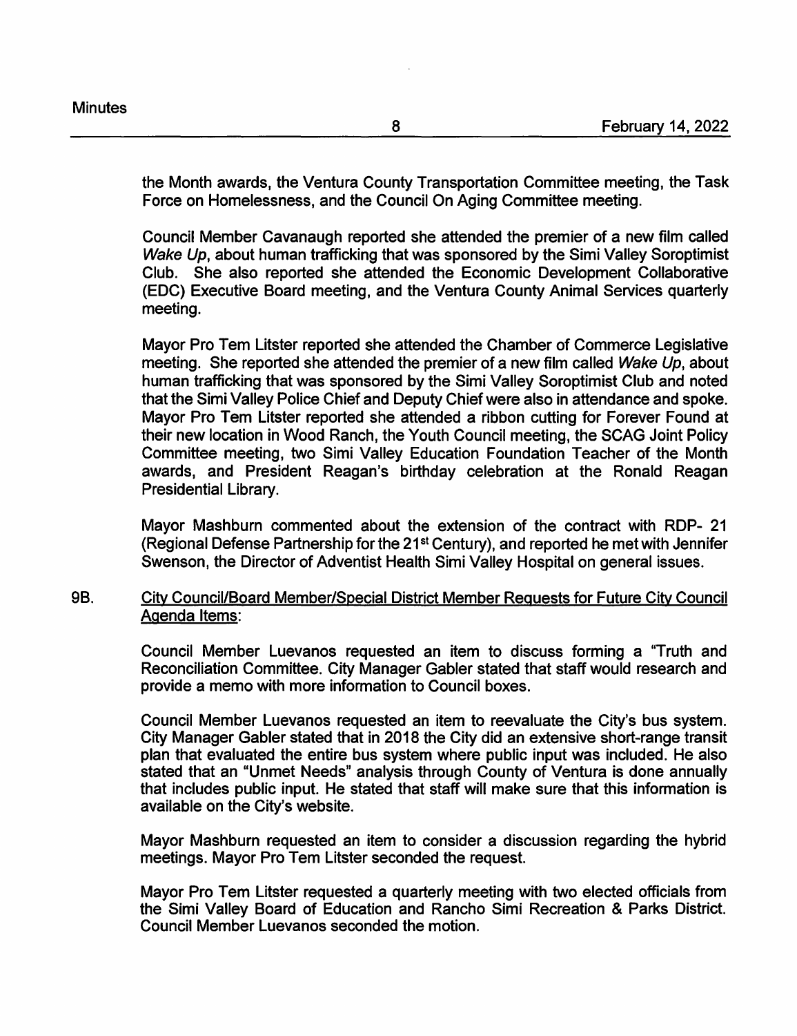the Month awards, the Ventura County Transportation Committee meeting, the Task Force on Homelessness, and the Council On Aging Committee meeting.

Council Member Cavanaugh reported she attended the premier of a new film called *Wake Up*, about human trafficking that was sponsored by the Simi Valley Soroptimist Club. She also reported she attended the Economic Development Collaborative (EDC) Executive Board meeting, and the Ventura County Animal Services quarterly meeting.

Mayor Pro Tem Litster reported she attended the Chamber of Commerce Legislative meeting. She reported she attended the premier of a new film called *Wake Up*, about human trafficking that was sponsored by the Simi Valley Soroptimist Club and noted that the Simi Valley Police Chief and Deputy Chief were also in attendance and spoke. Mayor Pro Tem Litster reported she attended a ribbon cutting for Forever Found at their new location in Wood Ranch, the Youth Council meeting, the SCAG Joint Policy Committee meeting, two Simi Valley Education Foundation Teacher of the Month awards, and President Reagan's birthday celebration at the Ronald Reagan Presidential Library.

Mayor Mashburn commented about the extension of the contract with RDP- 21 (Regional Defense Partnership for the 21st Century), and reported he met with Jennifer Swenson, the Director of Adventist Health Simi Valley Hospital on general issues.

9B. <u>City Council/Board Member/Special District Member Requests for Future City Council Agenda Items</u>:

Council Member Luevanos requested an item to discuss forming a "Truth and Reconciliation Committee. City Manager Gabler stated that staff would research and provide a memo with more information to Council boxes.

Council Member Luevanos requested an item to reevaluate the City's bus system. City Manager Gabler stated that in 2018 the City did an extensive short-range transit plan that evaluated the entire bus system where public input was included. He also stated that an "Unmet Needs" analysis through County of Ventura is done annually that includes public input. He stated that staff will make sure that this information is available on the City's website.

Mayor Mashburn requested an item to consider a discussion regarding the hybrid meetings. Mayor Pro Tem Litster seconded the request.

Mayor Pro Tem Litster requested a quarterly meeting with two elected officials from the Simi Valley Board of Education and Rancho Simi Recreation & Parks District. Council Member Luevanos seconded the motion.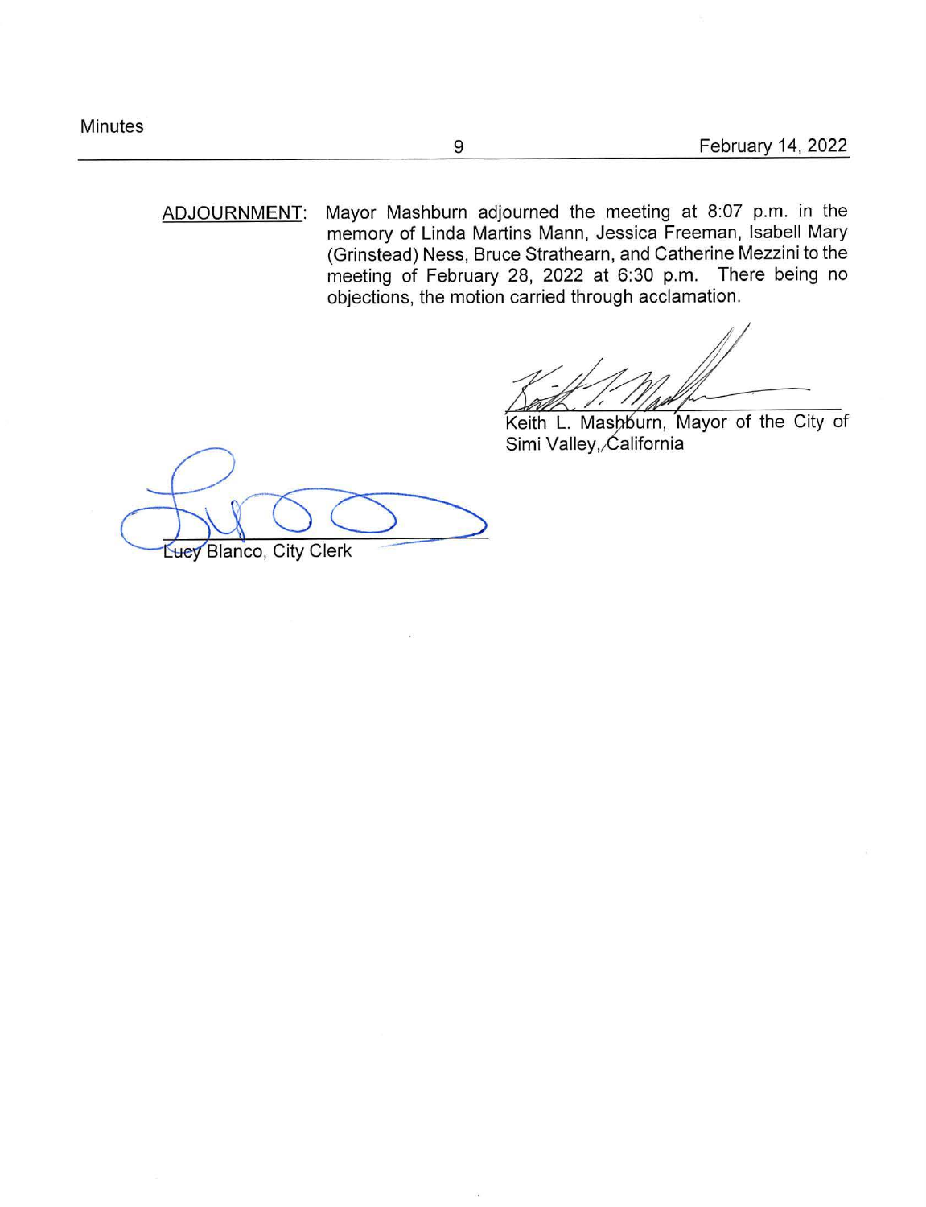ADJOURNMENT: Mayor Mashburn adjourned the meeting at 8:07 p.m. in the memory of Linda Martins Mann, Jessica Freeman, Isabell Mary (Grinstead) Ness, Bruce Strathearn, and Catherine Mezzini to the meeting of February 28, 2022 at 6:30 p.m. There being no objections, the motion carried through acclamation.

Keith L. Mashburn, Mayor of the City of Simi Valley, California

Lucy Blanco, City Clerk